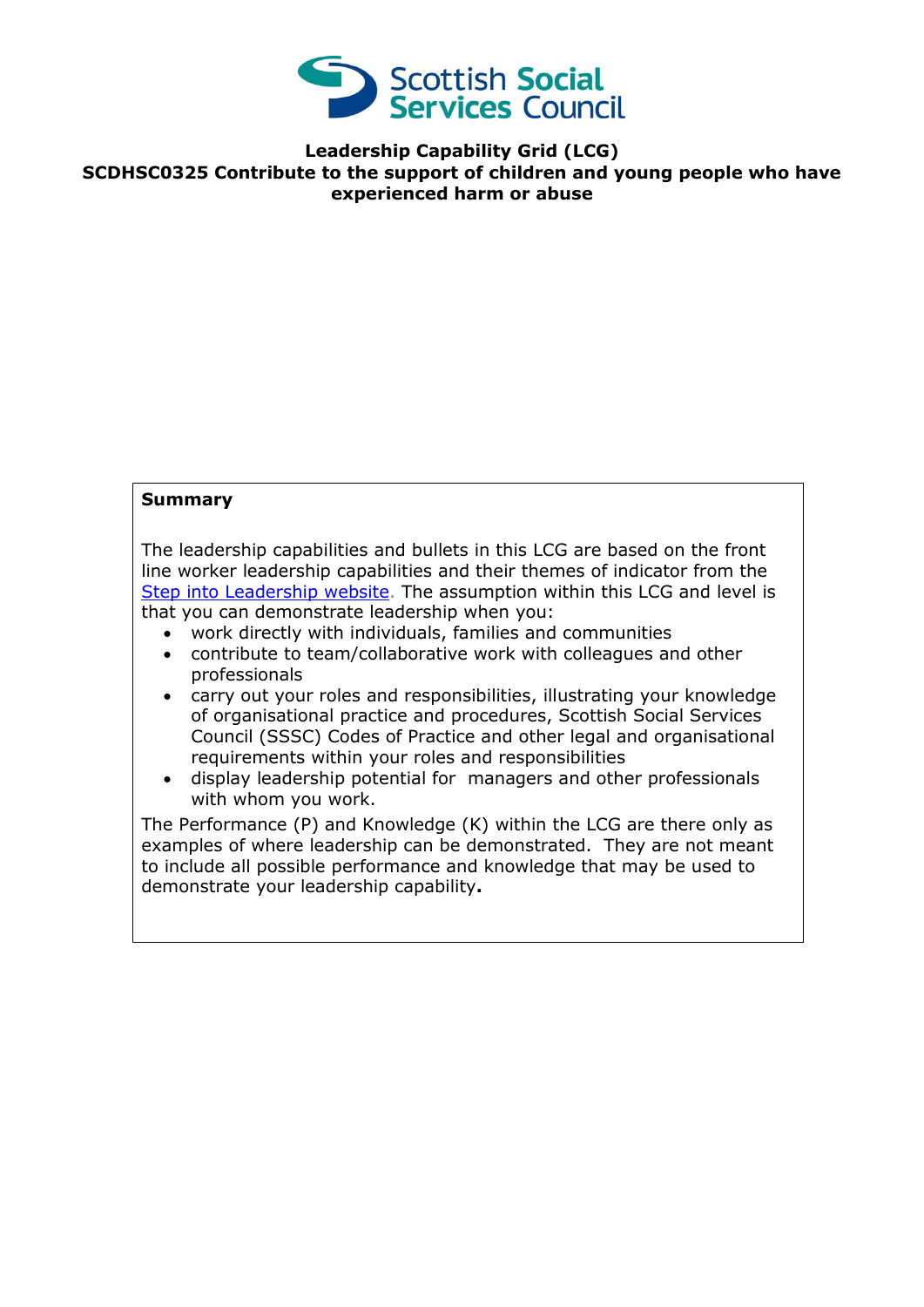# Leadership Capability Grid (LCG)

## SCDHSC0325 Contribute to the support of children and young people who have experienced harm or abuse

**Summary**

The leadership capabilities and bullets in this LCG are based on the front line worker leadership capabilities and their themes of indicator from the [Step into Leadership website](). The assumption within this LCG and level is that you can demonstrate leadership when you:

- work directly with individuals, families and communities
- contribute to team/collaborative work with colleagues and other professionals
- carry out your roles and responsibilities, illustrating your knowledge of organisational practice and procedures, Scottish Social Services Council (SSSC) Codes of Practice and other legal and organisational requirements within your roles and responsibilities
- display leadership potential for managers and other professionals with whom you work.

The Performance (P) and Knowledge (K) within the LCG are there only as examples of where leadership can be demonstrated. They are not meant to include all possible performance and knowledge that may be used to demonstrate your leadership capability.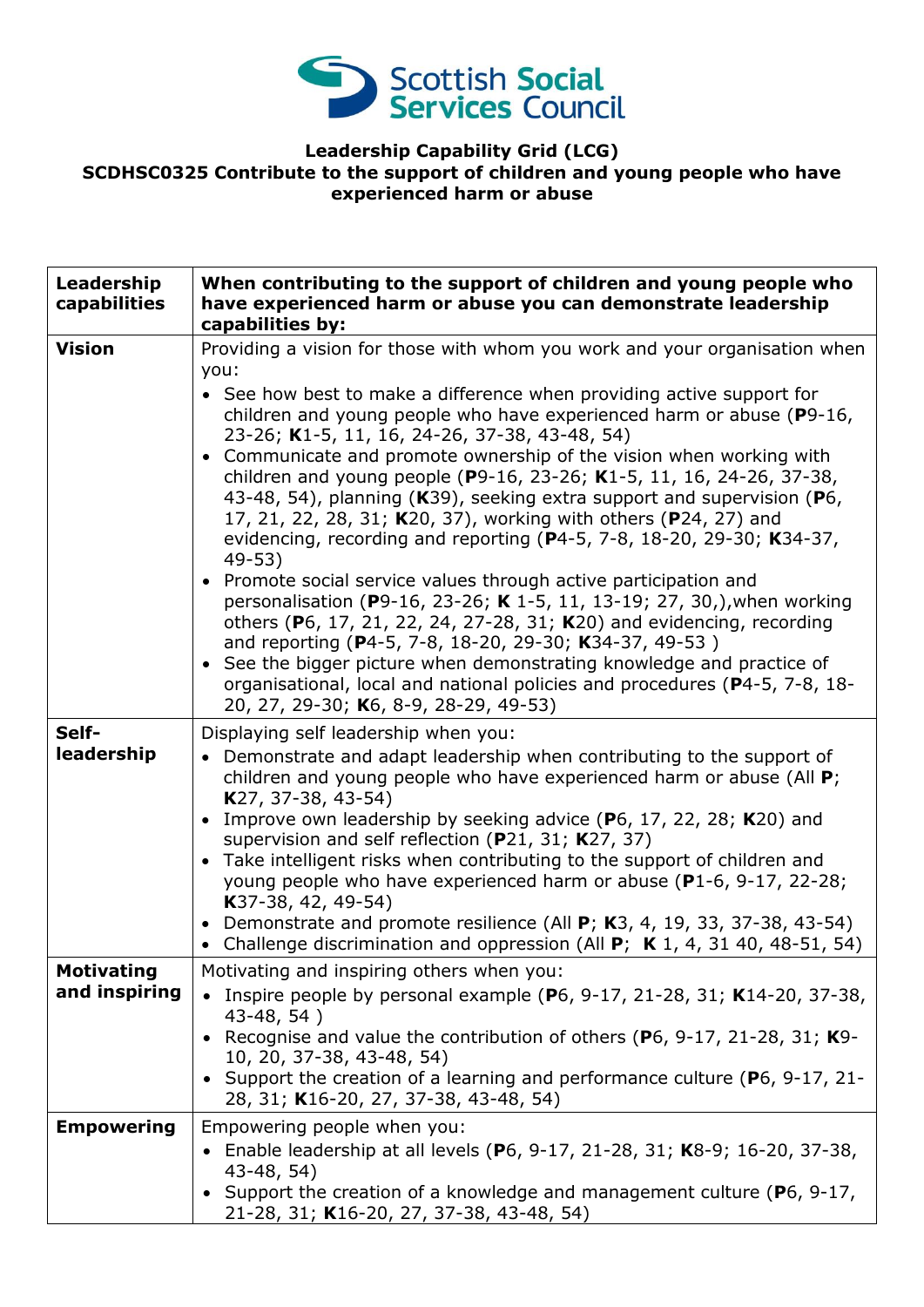**Leadership Capability Grid (LCG)**
**SCDHSC0325 Contribute to the support of children and young people who have experienced harm or abuse**

| **Leadership capabilities** | **When contributing to the support of children and young people who have experienced harm or abuse you can demonstrate leadership capabilities by:** |
|---|---|
| **Vision** | Providing a vision for those with whom you work and your organisation when you:<br>• See how best to make a difference when providing active support for children and young people who have experienced harm or abuse (**P**9-16, 23-26; **K**1-5, 11, 16, 24-26, 37-38, 43-48, 54)<br>• Communicate and promote ownership of the vision when working with children and young people (**P**9-16, 23-26; **K**1-5, 11, 16, 24-26, 37-38, 43-48, 54), planning (**K**39), seeking extra support and supervision (**P**6, 17, 21, 22, 28, 31; **K**20, 37), working with others (**P**24, 27) and evidencing, recording and reporting (**P**4-5, 7-8, 18-20, 29-30; **K**34-37, 49-53)<br>• Promote social service values through active participation and personalisation (**P**9-16, 23-26; **K** 1-5, 11, 13-19; 27, 30,),when working others (**P**6, 17, 21, 22, 24, 27-28, 31; **K**20) and evidencing, recording and reporting (**P**4-5, 7-8, 18-20, 29-30; **K**34-37, 49-53 )<br>• See the bigger picture when demonstrating knowledge and practice of organisational, local and national policies and procedures (**P**4-5, 7-8, 18-20, 27, 29-30; **K**6, 8-9, 28-29, 49-53) |
| **Self-leadership** | Displaying self leadership when you:<br>• Demonstrate and adapt leadership when contributing to the support of children and young people who have experienced harm or abuse (All **P**; **K**27, 37-38, 43-54)<br>• Improve own leadership by seeking advice (**P**6, 17, 22, 28; **K**20) and supervision and self reflection (**P**21, 31; **K**27, 37)<br>• Take intelligent risks when contributing to the support of children and young people who have experienced harm or abuse (**P**1-6, 9-17, 22-28; **K**37-38, 42, 49-54)<br>• Demonstrate and promote resilience (All **P**; **K**3, 4, 19, 33, 37-38, 43-54)<br>• Challenge discrimination and oppression (All **P**; **K** 1, 4, 31 40, 48-51, 54) |
| **Motivating and inspiring** | Motivating and inspiring others when you:<br>• Inspire people by personal example (**P**6, 9-17, 21-28, 31; **K**14-20, 37-38, 43-48, 54 )<br>• Recognise and value the contribution of others (**P**6, 9-17, 21-28, 31; **K**9-10, 20, 37-38, 43-48, 54)<br>• Support the creation of a learning and performance culture (**P**6, 9-17, 21-28, 31; **K**16-20, 27, 37-38, 43-48, 54) |
| **Empowering** | Empowering people when you:<br>• Enable leadership at all levels (**P**6, 9-17, 21-28, 31; **K**8-9; 16-20, 37-38, 43-48, 54)<br>• Support the creation of a knowledge and management culture (**P**6, 9-17, 21-28, 31; **K**16-20, 27, 37-38, 43-48, 54) |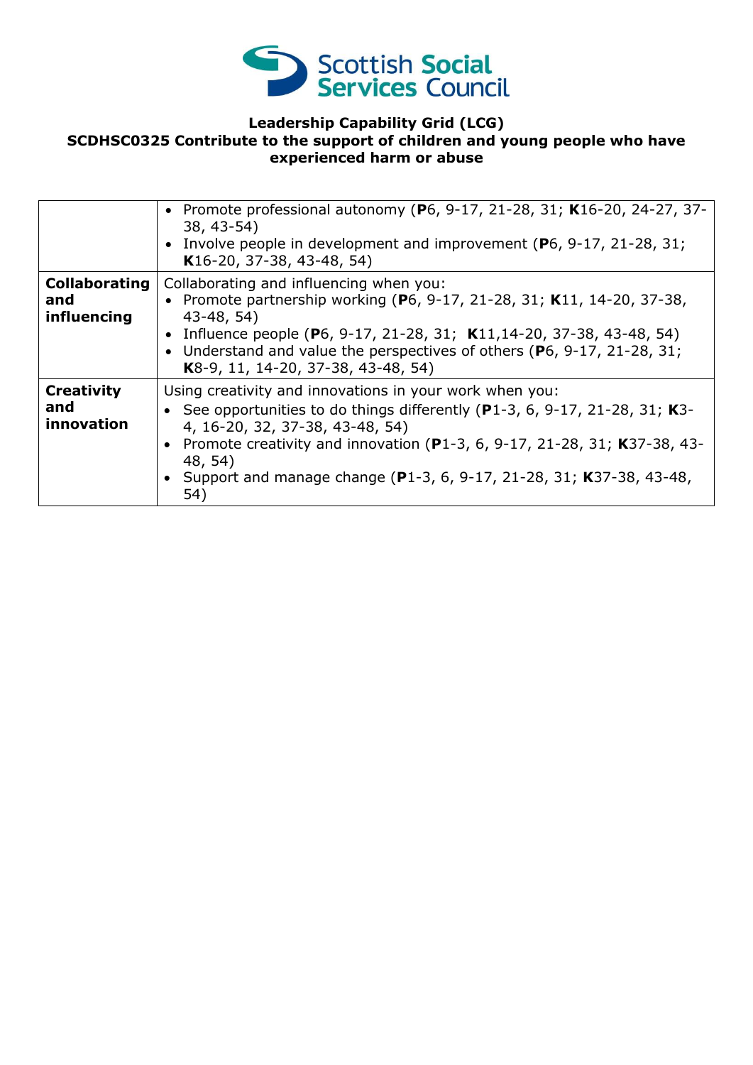Leadership Capability Grid (LCG)
SCDHSC0325 Contribute to the support of children and young people who have experienced harm or abuse

| | |
|---|---|
| | • Promote professional autonomy (**P**6, 9-17, 21-28, 31; **K**16-20, 24-27, 37-38, 43-54)<br>• Involve people in development and improvement (**P**6, 9-17, 21-28, 31; **K**16-20, 37-38, 43-48, 54) |
| **Collaborating and influencing** | Collaborating and influencing when you:<br>• Promote partnership working (**P**6, 9-17, 21-28, 31; **K**11, 14-20, 37-38, 43-48, 54)<br>• Influence people (**P**6, 9-17, 21-28, 31; **K**11,14-20, 37-38, 43-48, 54)<br>• Understand and value the perspectives of others (**P**6, 9-17, 21-28, 31; **K**8-9, 11, 14-20, 37-38, 43-48, 54) |
| **Creativity and innovation** | Using creativity and innovations in your work when you:<br>• See opportunities to do things differently (**P**1-3, 6, 9-17, 21-28, 31; **K**3-4, 16-20, 32, 37-38, 43-48, 54)<br>• Promote creativity and innovation (**P**1-3, 6, 9-17, 21-28, 31; **K**37-38, 43-48, 54)<br>• Support and manage change (**P**1-3, 6, 9-17, 21-28, 31; **K**37-38, 43-48, 54) |